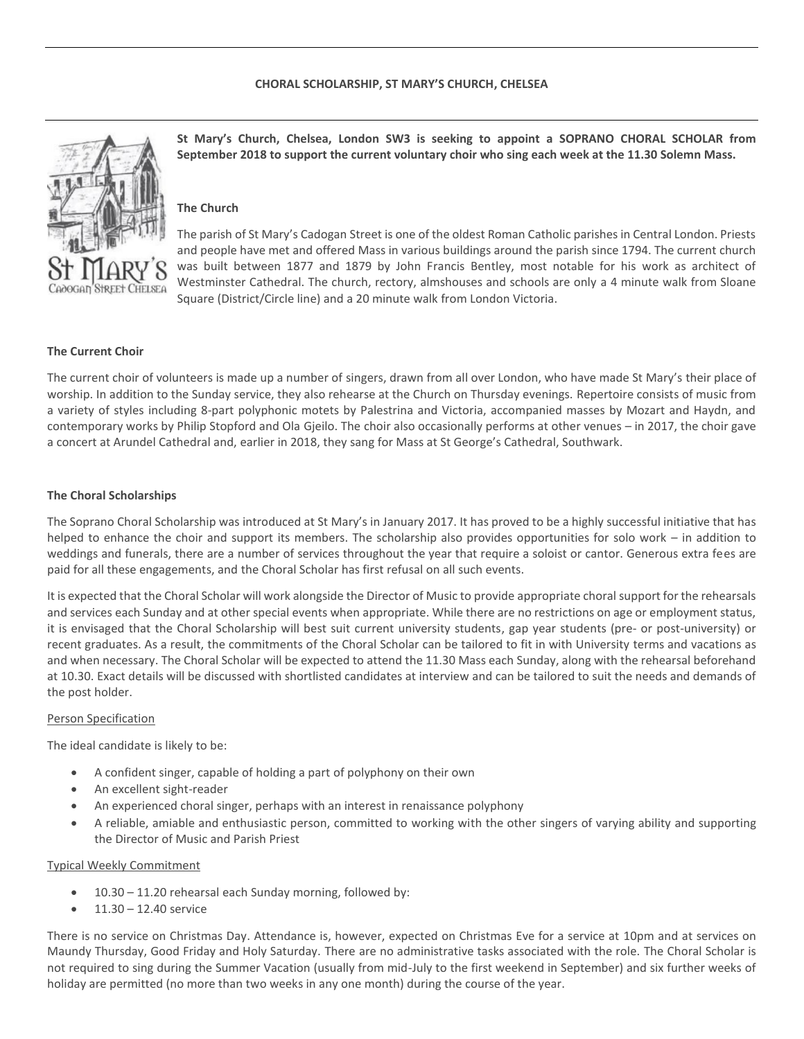# CHORAL SCHOLARSHIP, ST MARY'S CHURCH, CHELSEA

**St Mary's Church, Chelsea, London SW3 is seeking to appoint a SOPRANO CHORAL SCHOLAR from September 2018 to support the current voluntary choir who sing each week at the 11.30 Solemn Mass.**

## The Church

The parish of St Mary's Cadogan Street is one of the oldest Roman Catholic parishes in Central London. Priests and people have met and offered Mass in various buildings around the parish since 1794. The current church was built between 1877 and 1879 by John Francis Bentley, most notable for his work as architect of Westminster Cathedral. The church, rectory, almshouses and schools are only a 4 minute walk from Sloane Square (District/Circle line) and a 20 minute walk from London Victoria.

## The Current Choir

The current choir of volunteers is made up a number of singers, drawn from all over London, who have made St Mary's their place of worship. In addition to the Sunday service, they also rehearse at the Church on Thursday evenings. Repertoire consists of music from a variety of styles including 8-part polyphonic motets by Palestrina and Victoria, accompanied masses by Mozart and Haydn, and contemporary works by Philip Stopford and Ola Gjeilo. The choir also occasionally performs at other venues – in 2017, the choir gave a concert at Arundel Cathedral and, earlier in 2018, they sang for Mass at St George's Cathedral, Southwark.

## The Choral Scholarships

The Soprano Choral Scholarship was introduced at St Mary's in January 2017. It has proved to be a highly successful initiative that has helped to enhance the choir and support its members. The scholarship also provides opportunities for solo work – in addition to weddings and funerals, there are a number of services throughout the year that require a soloist or cantor. Generous extra fees are paid for all these engagements, and the Choral Scholar has first refusal on all such events.

It is expected that the Choral Scholar will work alongside the Director of Music to provide appropriate choral support for the rehearsals and services each Sunday and at other special events when appropriate. While there are no restrictions on age or employment status, it is envisaged that the Choral Scholarship will best suit current university students, gap year students (pre- or post-university) or recent graduates. As a result, the commitments of the Choral Scholar can be tailored to fit in with University terms and vacations as and when necessary. The Choral Scholar will be expected to attend the 11.30 Mass each Sunday, along with the rehearsal beforehand at 10.30. Exact details will be discussed with shortlisted candidates at interview and can be tailored to suit the needs and demands of the post holder.

### Person Specification

The ideal candidate is likely to be:

- A confident singer, capable of holding a part of polyphony on their own
- An excellent sight-reader
- An experienced choral singer, perhaps with an interest in renaissance polyphony
- A reliable, amiable and enthusiastic person, committed to working with the other singers of varying ability and supporting the Director of Music and Parish Priest

### Typical Weekly Commitment

- 10.30 – 11.20 rehearsal each Sunday morning, followed by:
- 11.30 – 12.40 service

There is no service on Christmas Day. Attendance is, however, expected on Christmas Eve for a service at 10pm and at services on Maundy Thursday, Good Friday and Holy Saturday. There are no administrative tasks associated with the role. The Choral Scholar is not required to sing during the Summer Vacation (usually from mid-July to the first weekend in September) and six further weeks of holiday are permitted (no more than two weeks in any one month) during the course of the year.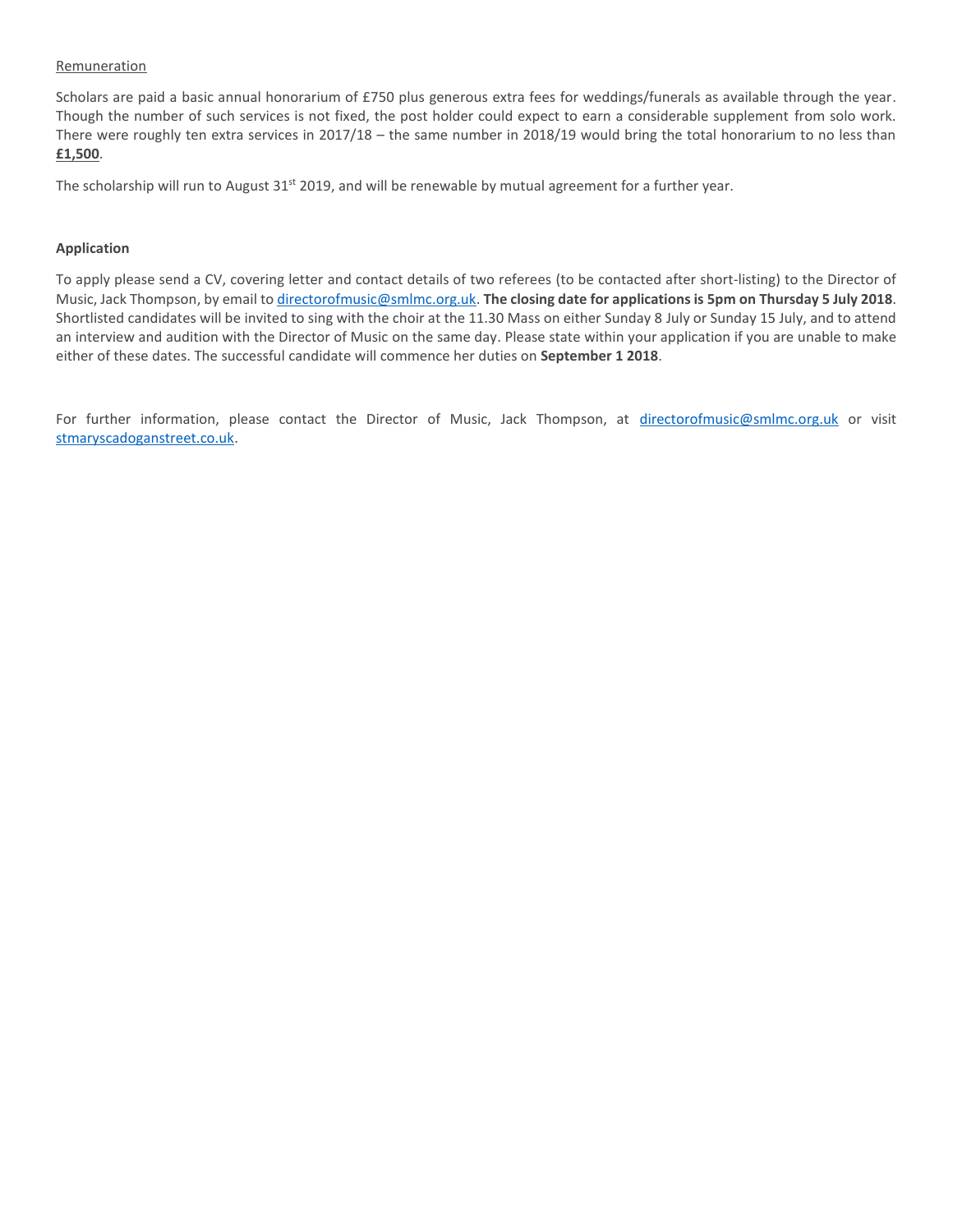Remuneration

Scholars are paid a basic annual honorarium of £750 plus generous extra fees for weddings/funerals as available through the year. Though the number of such services is not fixed, the post holder could expect to earn a considerable supplement from solo work. There were roughly ten extra services in 2017/18 – the same number in 2018/19 would bring the total honorarium to no less than **£1,500**.

The scholarship will run to August 31st 2019, and will be renewable by mutual agreement for a further year.

**Application**

To apply please send a CV, covering letter and contact details of two referees (to be contacted after short-listing) to the Director of Music, Jack Thompson, by email to directorofmusic@smlmc.org.uk. **The closing date for applications is 5pm on Thursday 5 July 2018**. Shortlisted candidates will be invited to sing with the choir at the 11.30 Mass on either Sunday 8 July or Sunday 15 July, and to attend an interview and audition with the Director of Music on the same day. Please state within your application if you are unable to make either of these dates. The successful candidate will commence her duties on **September 1 2018**.

For further information, please contact the Director of Music, Jack Thompson, at directorofmusic@smlmc.org.uk or visit stmaryscadoganstreet.co.uk.